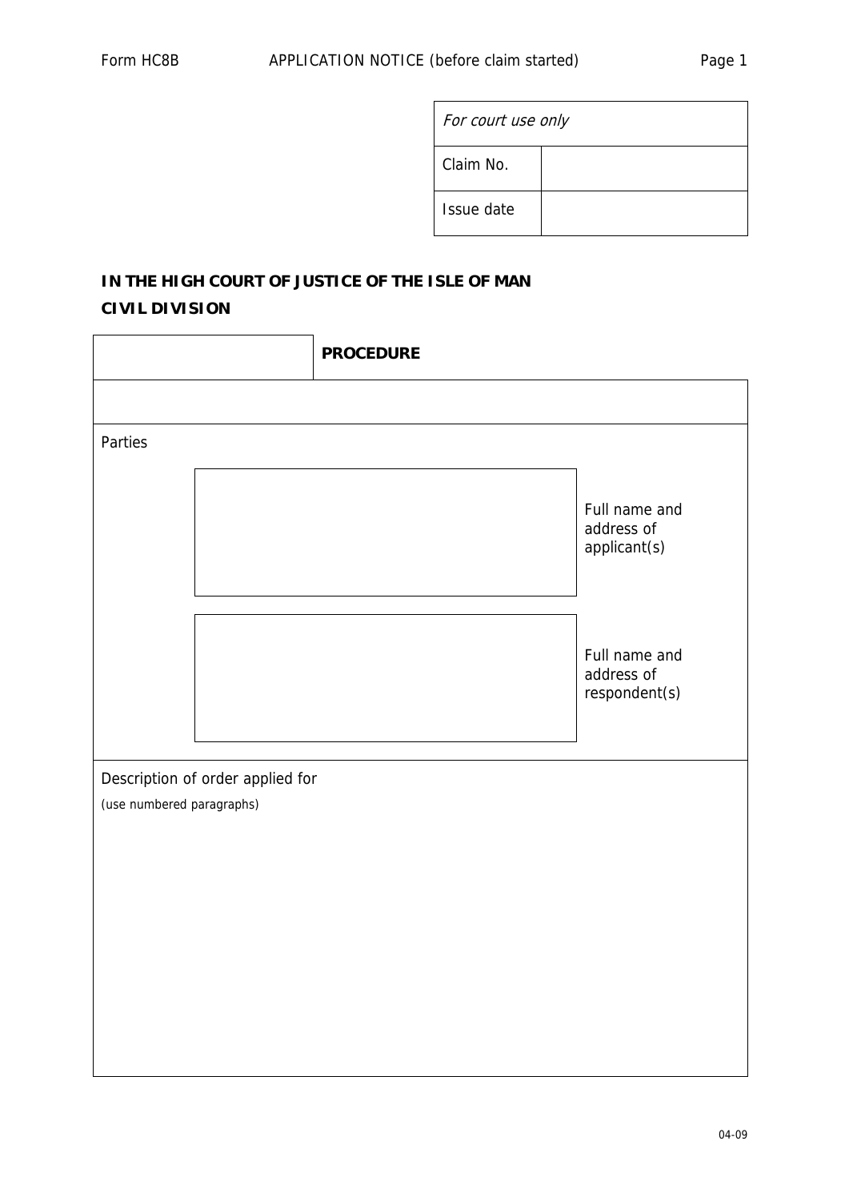Form HC8B APPLICATION NOTICE (before claim started)

| *For court use only* | |
|---|---|
| Claim No. | |
| Issue date | |

**IN THE HIGH COURT OF JUSTICE OF THE ISLE OF MAN**
**CIVIL DIVISION**

| | **PROCEDURE** |
|---|---|
| | |

Parties

| | |
|---|---|
| | Full name and address of applicant(s) |
| | Full name and address of respondent(s) |

Description of order applied for
(use numbered paragraphs)

04-09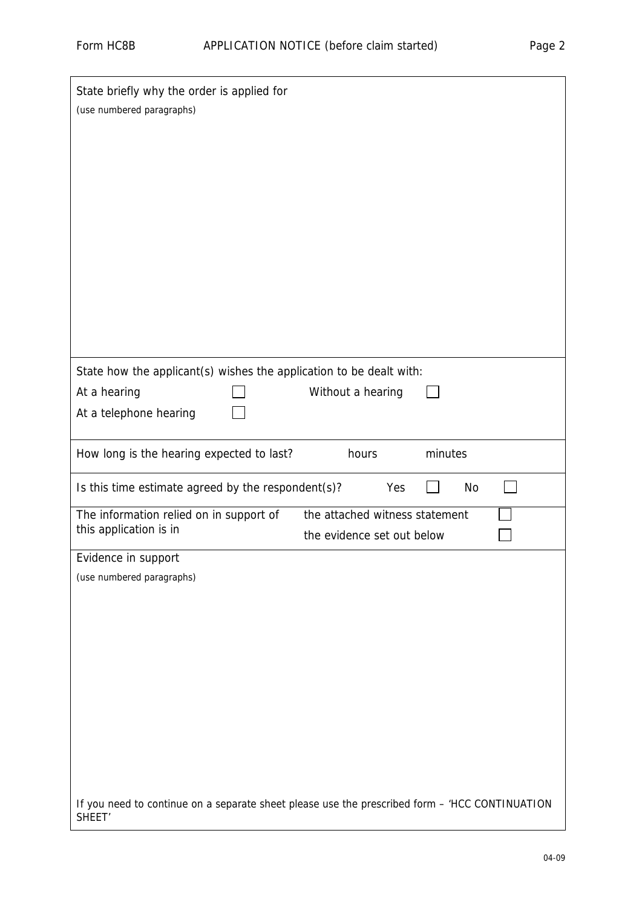State briefly why the order is applied for

(use numbered paragraphs)

State how the applicant(s) wishes the application to be dealt with:

At a hearing ☐ Without a hearing ☐

At a telephone hearing ☐

How long is the hearing expected to last? hours minutes

Is this time estimate agreed by the respondent(s)? Yes ☐ No ☐

The information relied on in support of this application is in

- the attached witness statement ☐
- the evidence set out below ☐

Evidence in support

(use numbered paragraphs)

If you need to continue on a separate sheet please use the prescribed form – 'HCC CONTINUATION SHEET'

04-09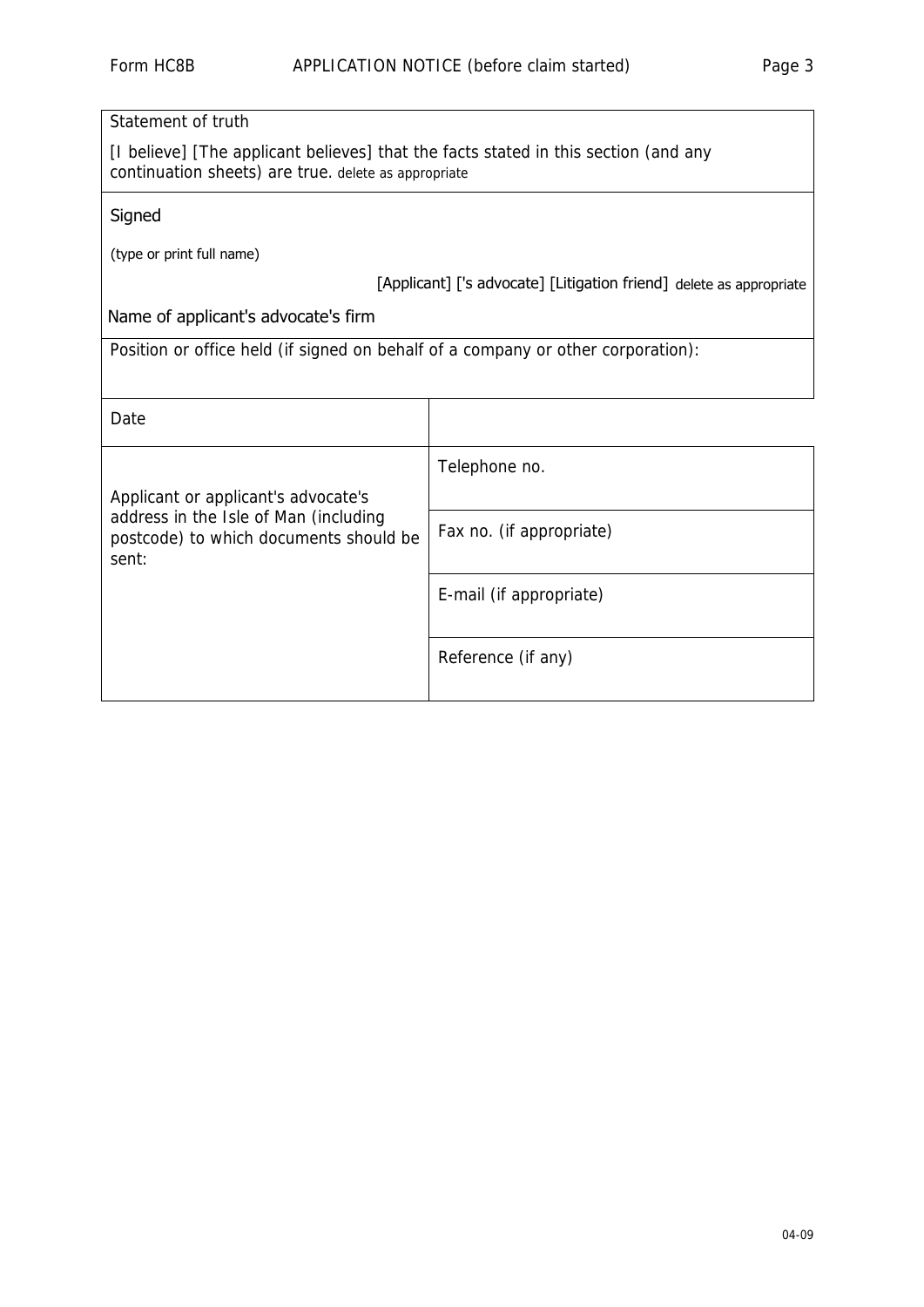| Statement of truth | |
|---|---|
| [I believe] [The applicant believes] that the facts stated in this section (and any continuation sheets) are true. delete as appropriate | |
| Signed<br><br>(type or print full name)<br><br>[Applicant] ['s advocate] [Litigation friend] delete as appropriate<br><br>Name of applicant's advocate's firm | |
| Position or office held (if signed on behalf of a company or other corporation): | |
| Date | |
| Applicant or applicant's advocate's address in the Isle of Man (including postcode) to which documents should be sent: | Telephone no. |
| | Fax no. (if appropriate) |
| | E-mail (if appropriate) |
| | Reference (if any) |

04-09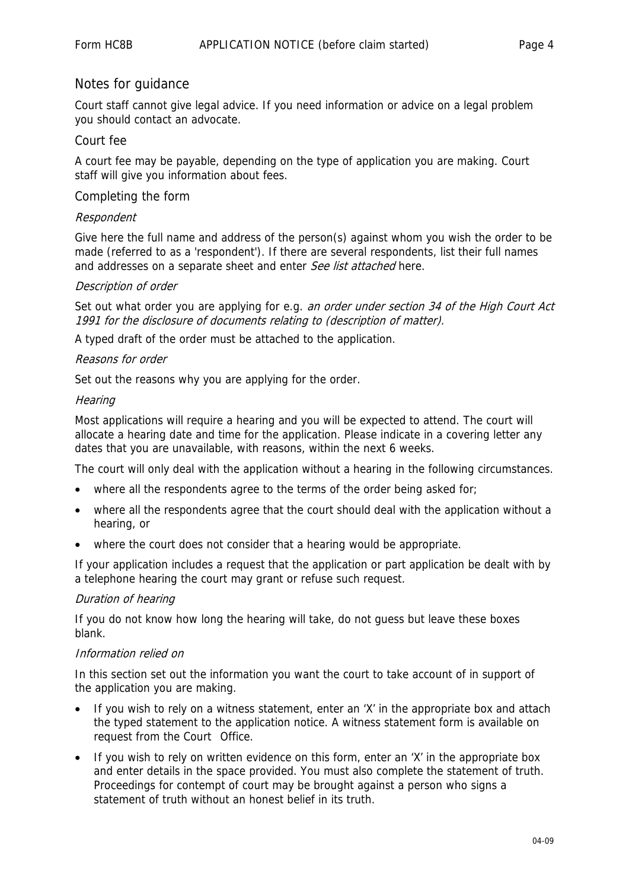## Notes for guidance

Court staff cannot give legal advice. If you need information or advice on a legal problem you should contact an advocate.

## Court fee

A court fee may be payable, depending on the type of application you are making. Court staff will give you information about fees.

## Completing the form

### *Respondent*

Give here the full name and address of the person(s) against whom you wish the order to be made (referred to as a 'respondent'). If there are several respondents, list their full names and addresses on a separate sheet and enter *See list attached* here.

### *Description of order*

Set out what order you are applying for e.g. *an order under section 34 of the High Court Act 1991 for the disclosure of documents relating to (description of matter).*

A typed draft of the order must be attached to the application.

### *Reasons for order*

Set out the reasons why you are applying for the order.

### *Hearing*

Most applications will require a hearing and you will be expected to attend. The court will allocate a hearing date and time for the application. Please indicate in a covering letter any dates that you are unavailable, with reasons, within the next 6 weeks.

The court will only deal with the application without a hearing in the following circumstances.

- where all the respondents agree to the terms of the order being asked for;
- where all the respondents agree that the court should deal with the application without a hearing, or
- where the court does not consider that a hearing would be appropriate.

If your application includes a request that the application or part application be dealt with by a telephone hearing the court may grant or refuse such request.

### *Duration of hearing*

If you do not know how long the hearing will take, do not guess but leave these boxes blank.

### *Information relied on*

In this section set out the information you want the court to take account of in support of the application you are making.

- If you wish to rely on a witness statement, enter an 'X' in the appropriate box and attach the typed statement to the application notice. A witness statement form is available on request from the Court Office.
- If you wish to rely on written evidence on this form, enter an 'X' in the appropriate box and enter details in the space provided. You must also complete the statement of truth. Proceedings for contempt of court may be brought against a person who signs a statement of truth without an honest belief in its truth.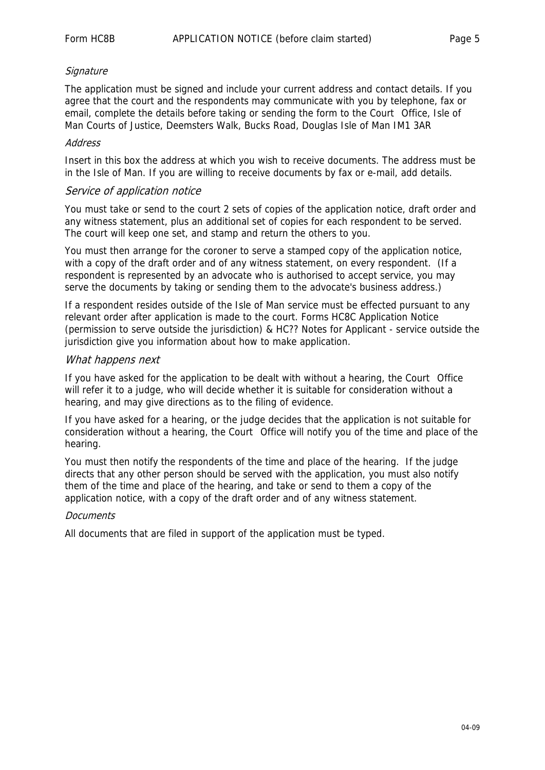*Signature*

The application must be signed and include your current address and contact details. If you agree that the court and the respondents may communicate with you by telephone, fax or email, complete the details before taking or sending the form to the Court Office, Isle of Man Courts of Justice, Deemsters Walk, Bucks Road, Douglas Isle of Man IM1 3AR

*Address*

Insert in this box the address at which you wish to receive documents. The address must be in the Isle of Man. If you are willing to receive documents by fax or e-mail, add details.

## *Service of application notice*

You must take or send to the court 2 sets of copies of the application notice, draft order and any witness statement, plus an additional set of copies for each respondent to be served. The court will keep one set, and stamp and return the others to you.

You must then arrange for the coroner to serve a stamped copy of the application notice, with a copy of the draft order and of any witness statement, on every respondent. (If a respondent is represented by an advocate who is authorised to accept service, you may serve the documents by taking or sending them to the advocate's business address.)

If a respondent resides outside of the Isle of Man service must be effected pursuant to any relevant order after application is made to the court. Forms HC8C Application Notice (permission to serve outside the jurisdiction) & HC?? Notes for Applicant - service outside the jurisdiction give you information about how to make application.

## *What happens next*

If you have asked for the application to be dealt with without a hearing, the Court Office will refer it to a judge, who will decide whether it is suitable for consideration without a hearing, and may give directions as to the filing of evidence.

If you have asked for a hearing, or the judge decides that the application is not suitable for consideration without a hearing, the Court Office will notify you of the time and place of the hearing.

You must then notify the respondents of the time and place of the hearing. If the judge directs that any other person should be served with the application, you must also notify them of the time and place of the hearing, and take or send to them a copy of the application notice, with a copy of the draft order and of any witness statement.

*Documents*

All documents that are filed in support of the application must be typed.